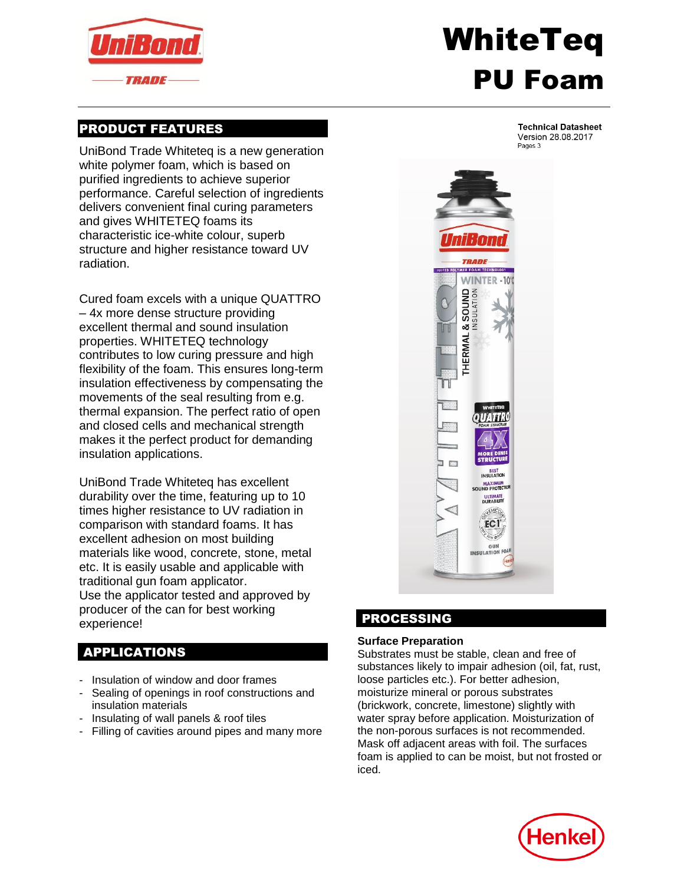# WhiteTeq PU Foam

**Technical Datasheet**
Version 28.08.2017
Pages 3

## PRODUCT FEATURES

UniBond Trade Whiteteq is a new generation white polymer foam, which is based on purified ingredients to achieve superior performance. Careful selection of ingredients delivers convenient final curing parameters and gives WHITETEQ foams its characteristic ice-white colour, superb structure and higher resistance toward UV radiation.

Cured foam excels with a unique QUATTRO – 4x more dense structure providing excellent thermal and sound insulation properties. WHITETEQ technology contributes to low curing pressure and high flexibility of the foam. This ensures long-term insulation effectiveness by compensating the movements of the seal resulting from e.g. thermal expansion. The perfect ratio of open and closed cells and mechanical strength makes it the perfect product for demanding insulation applications.

UniBond Trade Whiteteq has excellent durability over the time, featuring up to 10 times higher resistance to UV radiation in comparison with standard foams. It has excellent adhesion on most building materials like wood, concrete, stone, metal etc. It is easily usable and applicable with traditional gun foam applicator.
Use the applicator tested and approved by producer of the can for best working experience!

## APPLICATIONS

- Insulation of window and door frames
- Sealing of openings in roof constructions and insulation materials
- Insulating of wall panels & roof tiles
- Filling of cavities around pipes and many more

## PROCESSING

### Surface Preparation

Substrates must be stable, clean and free of substances likely to impair adhesion (oil, fat, rust, loose particles etc.). For better adhesion, moisturize mineral or porous substrates (brickwork, concrete, limestone) slightly with water spray before application. Moisturization of the non-porous surfaces is not recommended. Mask off adjacent areas with foil. The surfaces foam is applied to can be moist, but not frosted or iced.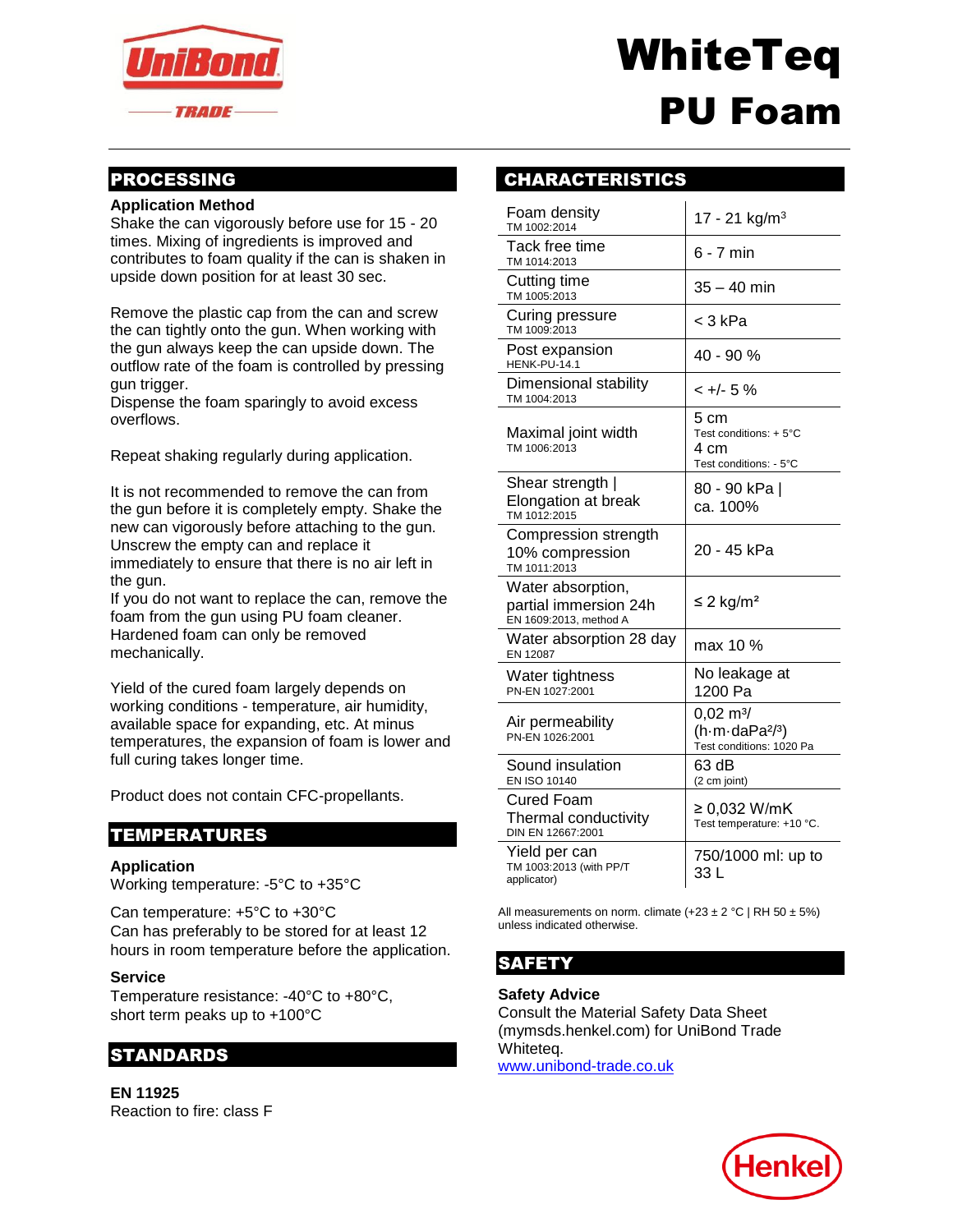# WhiteTeq
# PU Foam

## PROCESSING

**Application Method**
Shake the can vigorously before use for 15 - 20 times. Mixing of ingredients is improved and contributes to foam quality if the can is shaken in upside down position for at least 30 sec.

Remove the plastic cap from the can and screw the can tightly onto the gun. When working with the gun always keep the can upside down. The outflow rate of the foam is controlled by pressing gun trigger.
Dispense the foam sparingly to avoid excess overflows.

Repeat shaking regularly during application.

It is not recommended to remove the can from the gun before it is completely empty. Shake the new can vigorously before attaching to the gun. Unscrew the empty can and replace it immediately to ensure that there is no air left in the gun.
If you do not want to replace the can, remove the foam from the gun using PU foam cleaner. Hardened foam can only be removed mechanically.

Yield of the cured foam largely depends on working conditions - temperature, air humidity, available space for expanding, etc. At minus temperatures, the expansion of foam is lower and full curing takes longer time.

Product does not contain CFC-propellants.

## TEMPERATURES

**Application**
Working temperature: -5°C to +35°C

Can temperature: +5°C to +30°C
Can has preferably to be stored for at least 12 hours in room temperature before the application.

**Service**
Temperature resistance: -40°C to +80°C, short term peaks up to +100°C

## STANDARDS

**EN 11925**
Reaction to fire: class F

## CHARACTERISTICS

| Property | Value |
|---|---|
| Foam density<br>TM 1002:2014 | 17 - 21 kg/m³ |
| Tack free time<br>TM 1014:2013 | 6 - 7 min |
| Cutting time<br>TM 1005:2013 | 35 – 40 min |
| Curing pressure<br>TM 1009:2013 | < 3 kPa |
| Post expansion<br>HENK-PU-14.1 | 40 - 90 % |
| Dimensional stability<br>TM 1004:2013 | < +/- 5 % |
| Maximal joint width<br>TM 1006:2013 | 5 cm<br>Test conditions: + 5°C<br>4 cm<br>Test conditions: - 5°C |
| Shear strength \| Elongation at break<br>TM 1012:2015 | 80 - 90 kPa \| ca. 100% |
| Compression strength 10% compression<br>TM 1011:2013 | 20 - 45 kPa |
| Water absorption, partial immersion 24h<br>EN 1609:2013, method A | ≤ 2 kg/m² |
| Water absorption 28 day<br>EN 12087 | max 10 % |
| Water tightness<br>PN-EN 1027:2001 | No leakage at 1200 Pa |
| Air permeability<br>PN-EN 1026:2001 | 0,02 m³/(h·m·daPa²/³)<br>Test conditions: 1020 Pa |
| Sound insulation<br>EN ISO 10140 | 63 dB<br>(2 cm joint) |
| Cured Foam Thermal conductivity<br>DIN EN 12667:2001 | ≥ 0,032 W/mK<br>Test temperature: +10 °C. |
| Yield per can<br>TM 1003:2013 (with PP/T applicator) | 750/1000 ml: up to 33 L |

All measurements on norm. climate (+23 ± 2 °C \| RH 50 ± 5%) unless indicated otherwise.

## SAFETY

**Safety Advice**
Consult the Material Safety Data Sheet (mymsds.henkel.com) for UniBond Trade Whiteteq.
www.unibond-trade.co.uk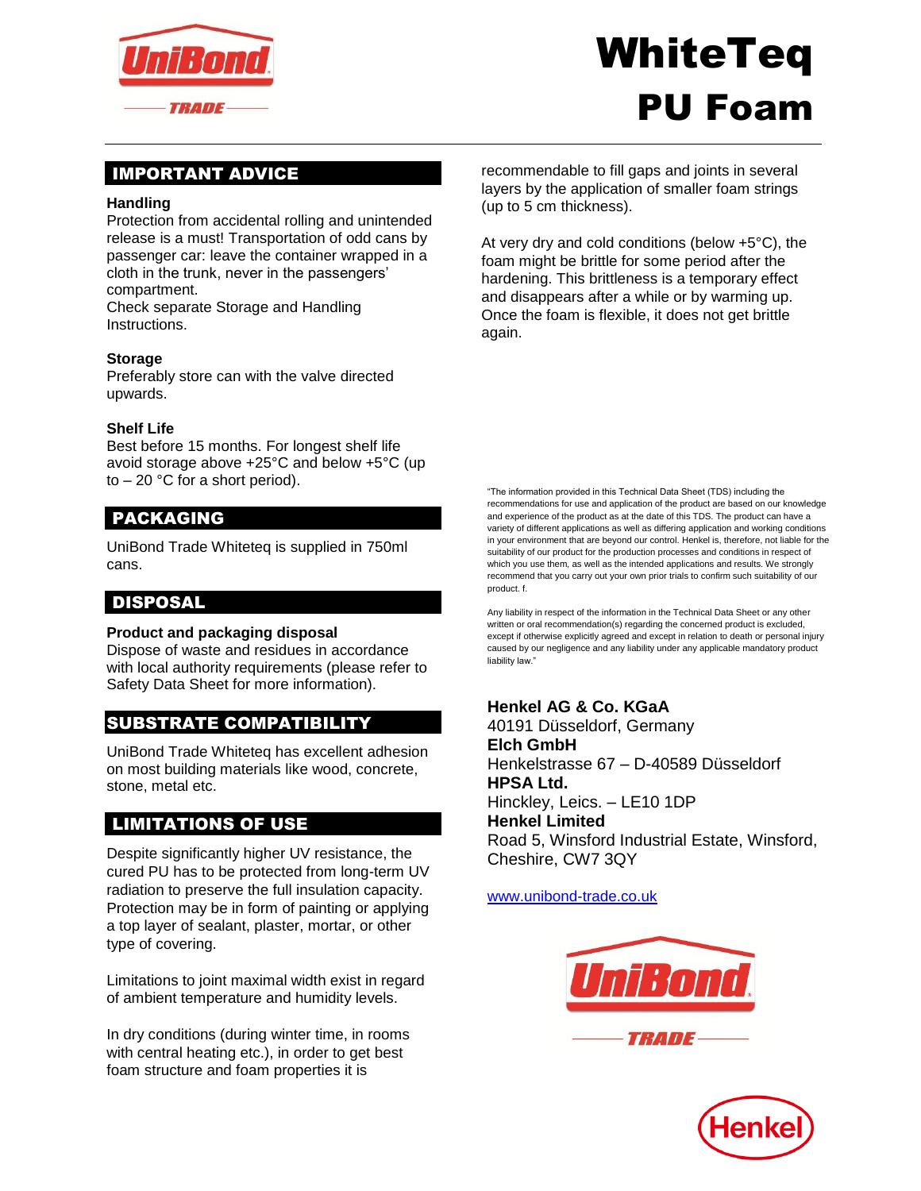# WhiteTeq PU Foam

## IMPORTANT ADVICE

**Handling**
Protection from accidental rolling and unintended release is a must! Transportation of odd cans by passenger car: leave the container wrapped in a cloth in the trunk, never in the passengers' compartment.
Check separate Storage and Handling Instructions.

**Storage**
Preferably store can with the valve directed upwards.

**Shelf Life**
Best before 15 months. For longest shelf life avoid storage above +25°C and below +5°C (up to – 20 °C for a short period).

## PACKAGING

UniBond Trade Whiteteq is supplied in 750ml cans.

## DISPOSAL

**Product and packaging disposal**
Dispose of waste and residues in accordance with local authority requirements (please refer to Safety Data Sheet for more information).

## SUBSTRATE COMPATIBILITY

UniBond Trade Whiteteq has excellent adhesion on most building materials like wood, concrete, stone, metal etc.

## LIMITATIONS OF USE

Despite significantly higher UV resistance, the cured PU has to be protected from long-term UV radiation to preserve the full insulation capacity. Protection may be in form of painting or applying a top layer of sealant, plaster, mortar, or other type of covering.

Limitations to joint maximal width exist in regard of ambient temperature and humidity levels.

In dry conditions (during winter time, in rooms with central heating etc.), in order to get best foam structure and foam properties it is recommendable to fill gaps and joints in several layers by the application of smaller foam strings (up to 5 cm thickness).

At very dry and cold conditions (below +5°C), the foam might be brittle for some period after the hardening. This brittleness is a temporary effect and disappears after a while or by warming up. Once the foam is flexible, it does not get brittle again.

"The information provided in this Technical Data Sheet (TDS) including the recommendations for use and application of the product are based on our knowledge and experience of the product as at the date of this TDS. The product can have a variety of different applications as well as differing application and working conditions in your environment that are beyond our control. Henkel is, therefore, not liable for the suitability of our product for the production processes and conditions in respect of which you use them, as well as the intended applications and results. We strongly recommend that you carry out your own prior trials to confirm such suitability of our product. f.

Any liability in respect of the information in the Technical Data Sheet or any other written or oral recommendation(s) regarding the concerned product is excluded, except if otherwise explicitly agreed and except in relation to death or personal injury caused by our negligence and any liability under any applicable mandatory product liability law."

**Henkel AG & Co. KGaA**
40191 Düsseldorf, Germany
**Elch GmbH**
Henkelstrasse 67 – D-40589 Düsseldorf
**HPSA Ltd.**
Hinckley, Leics. – LE10 1DP
**Henkel Limited**
Road 5, Winsford Industrial Estate, Winsford, Cheshire, CW7 3QY

www.unibond-trade.co.uk